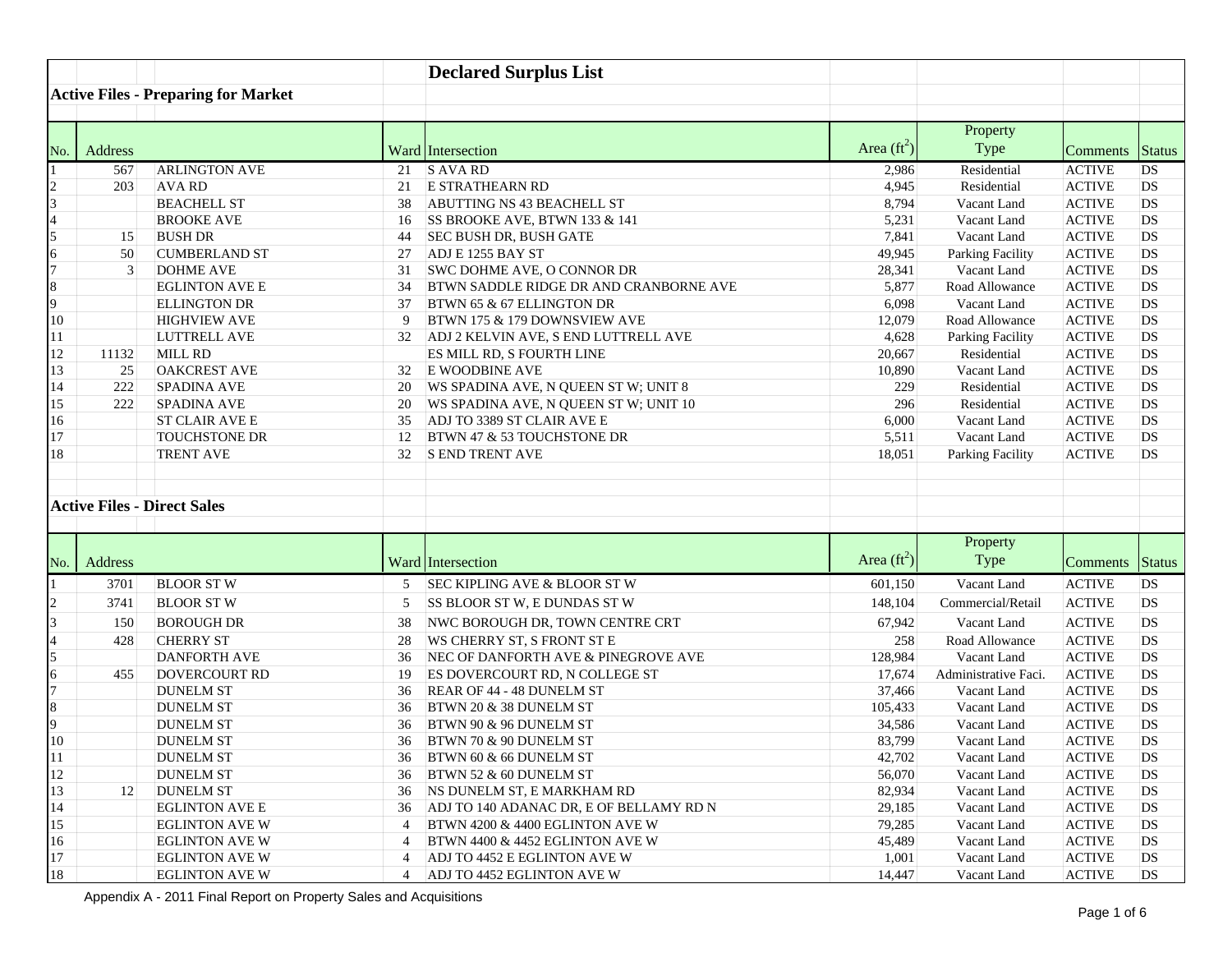# Declared Surplus List

## Active Files - Preparing for Market

| No. | Address | | Ward | Intersection | Area ($ft^2$) | Property Type | Comments | Status |
|---|---|---|---|---|---|---|---|---|
| 1 | 567 | ARLINGTON AVE | 21 | S AVA RD | 2,986 | Residential | ACTIVE | DS |
| 2 | 203 | AVA RD | 21 | E STRATHEARN RD | 4,945 | Residential | ACTIVE | DS |
| 3 | | BEACHELL ST | 38 | ABUTTING NS 43 BEACHELL ST | 8,794 | Vacant Land | ACTIVE | DS |
| 4 | | BROOKE AVE | 16 | SS BROOKE AVE, BTWN 133 & 141 | 5,231 | Vacant Land | ACTIVE | DS |
| 5 | 15 | BUSH DR | 44 | SEC BUSH DR, BUSH GATE | 7,841 | Vacant Land | ACTIVE | DS |
| 6 | 50 | CUMBERLAND ST | 27 | ADJ E 1255 BAY ST | 49,945 | Parking Facility | ACTIVE | DS |
| 7 | 3 | DOHME AVE | 31 | SWC DOHME AVE, O CONNOR DR | 28,341 | Vacant Land | ACTIVE | DS |
| 8 | | EGLINTON AVE E | 34 | BTWN SADDLE RIDGE DR AND CRANBORNE AVE | 5,877 | Road Allowance | ACTIVE | DS |
| 9 | | ELLINGTON DR | 37 | BTWN 65 & 67 ELLINGTON DR | 6,098 | Vacant Land | ACTIVE | DS |
| 10 | | HIGHVIEW AVE | 9 | BTWN 175 & 179 DOWNSVIEW AVE | 12,079 | Road Allowance | ACTIVE | DS |
| 11 | | LUTTRELL AVE | 32 | ADJ 2 KELVIN AVE, S END LUTTRELL AVE | 4,628 | Parking Facility | ACTIVE | DS |
| 12 | 11132 | MILL RD | | ES MILL RD, S FOURTH LINE | 20,667 | Residential | ACTIVE | DS |
| 13 | 25 | OAKCREST AVE | 32 | E WOODBINE AVE | 10,890 | Vacant Land | ACTIVE | DS |
| 14 | 222 | SPADINA AVE | 20 | WS SPADINA AVE, N QUEEN ST W; UNIT 8 | 229 | Residential | ACTIVE | DS |
| 15 | 222 | SPADINA AVE | 20 | WS SPADINA AVE, N QUEEN ST W; UNIT 10 | 296 | Residential | ACTIVE | DS |
| 16 | | ST CLAIR AVE E | 35 | ADJ TO 3389 ST CLAIR AVE E | 6,000 | Vacant Land | ACTIVE | DS |
| 17 | | TOUCHSTONE DR | 12 | BTWN 47 & 53 TOUCHSTONE DR | 5,511 | Vacant Land | ACTIVE | DS |
| 18 | | TRENT AVE | 32 | S END TRENT AVE | 18,051 | Parking Facility | ACTIVE | DS |

## Active Files - Direct Sales

| No. | Address | | Ward | Intersection | Area ($ft^2$) | Property Type | Comments | Status |
|---|---|---|---|---|---|---|---|---|
| 1 | 3701 | BLOOR ST W | 5 | SEC KIPLING AVE & BLOOR ST W | 601,150 | Vacant Land | ACTIVE | DS |
| 2 | 3741 | BLOOR ST W | 5 | SS BLOOR ST W, E DUNDAS ST W | 148,104 | Commercial/Retail | ACTIVE | DS |
| 3 | 150 | BOROUGH DR | 38 | NWC BOROUGH DR, TOWN CENTRE CRT | 67,942 | Vacant Land | ACTIVE | DS |
| 4 | 428 | CHERRY ST | 28 | WS CHERRY ST, S FRONT ST E | 258 | Road Allowance | ACTIVE | DS |
| 5 | | DANFORTH AVE | 36 | NEC OF DANFORTH AVE & PINEGROVE AVE | 128,984 | Vacant Land | ACTIVE | DS |
| 6 | 455 | DOVERCOURT RD | 19 | ES DOVERCOURT RD, N COLLEGE ST | 17,674 | Administrative Faci. | ACTIVE | DS |
| 7 | | DUNELM ST | 36 | REAR OF 44 - 48 DUNELM ST | 37,466 | Vacant Land | ACTIVE | DS |
| 8 | | DUNELM ST | 36 | BTWN 20 & 38 DUNELM ST | 105,433 | Vacant Land | ACTIVE | DS |
| 9 | | DUNELM ST | 36 | BTWN 90 & 96 DUNELM ST | 34,586 | Vacant Land | ACTIVE | DS |
| 10 | | DUNELM ST | 36 | BTWN 70 & 90 DUNELM ST | 83,799 | Vacant Land | ACTIVE | DS |
| 11 | | DUNELM ST | 36 | BTWN 60 & 66 DUNELM ST | 42,702 | Vacant Land | ACTIVE | DS |
| 12 | | DUNELM ST | 36 | BTWN 52 & 60 DUNELM ST | 56,070 | Vacant Land | ACTIVE | DS |
| 13 | 12 | DUNELM ST | 36 | NS DUNELM ST, E MARKHAM RD | 82,934 | Vacant Land | ACTIVE | DS |
| 14 | | EGLINTON AVE E | 36 | ADJ TO 140 ADANAC DR, E OF BELLAMY RD N | 29,185 | Vacant Land | ACTIVE | DS |
| 15 | | EGLINTON AVE W | 4 | BTWN 4200 & 4400 EGLINTON AVE W | 79,285 | Vacant Land | ACTIVE | DS |
| 16 | | EGLINTON AVE W | 4 | BTWN 4400 & 4452 EGLINTON AVE W | 45,489 | Vacant Land | ACTIVE | DS |
| 17 | | EGLINTON AVE W | 4 | ADJ TO 4452 E EGLINTON AVE W | 1,001 | Vacant Land | ACTIVE | DS |
| 18 | | EGLINTON AVE W | 4 | ADJ TO 4452 EGLINTON AVE W | 14,447 | Vacant Land | ACTIVE | DS |

Appendix A - 2011 Final Report on Property Sales and Acquisitions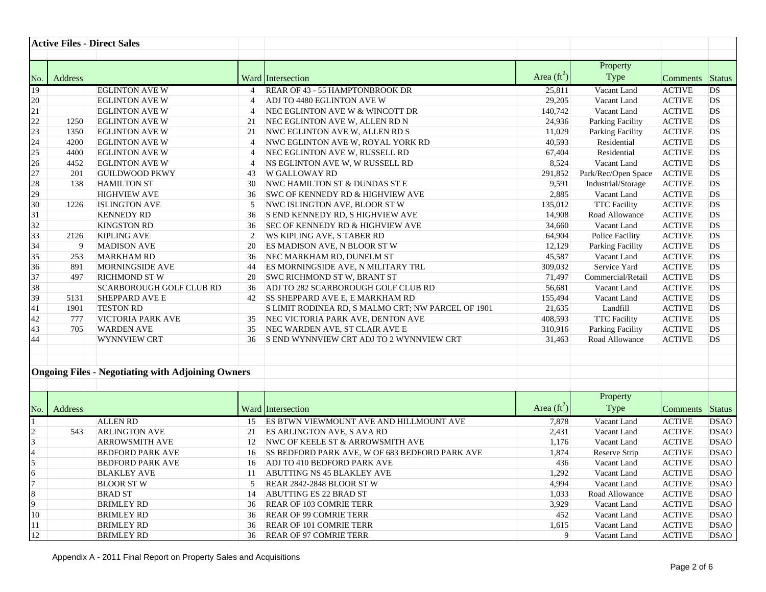## Active Files - Direct Sales

| No. | Address | | Ward | Intersection | Area ($ft^2$) | Property Type | Comments | Status |
|---|---|---|---|---|---|---|---|---|
| 19 | | EGLINTON AVE W | 4 | REAR OF 43 - 55 HAMPTONBROOK DR | 25,811 | Vacant Land | ACTIVE | DS |
| 20 | | EGLINTON AVE W | 4 | ADJ TO 4480 EGLINTON AVE W | 29,205 | Vacant Land | ACTIVE | DS |
| 21 | | EGLINTON AVE W | 4 | NEC EGLINTON AVE W & WINCOTT DR | 140,742 | Vacant Land | ACTIVE | DS |
| 22 | 1250 | EGLINTON AVE W | 21 | NEC EGLINTON AVE W, ALLEN RD N | 24,936 | Parking Facility | ACTIVE | DS |
| 23 | 1350 | EGLINTON AVE W | 21 | NWC EGLINTON AVE W, ALLEN RD S | 11,029 | Parking Facility | ACTIVE | DS |
| 24 | 4200 | EGLINTON AVE W | 4 | NWC EGLINTON AVE W, ROYAL YORK RD | 40,593 | Residential | ACTIVE | DS |
| 25 | 4400 | EGLINTON AVE W | 4 | NEC EGLINTON AVE W, RUSSELL RD | 67,404 | Residential | ACTIVE | DS |
| 26 | 4452 | EGLINTON AVE W | 4 | NS EGLINTON AVE W, W RUSSELL RD | 8,524 | Vacant Land | ACTIVE | DS |
| 27 | 201 | GUILDWOOD PKWY | 43 | W GALLOWAY RD | 291,852 | Park/Rec/Open Space | ACTIVE | DS |
| 28 | 138 | HAMILTON ST | 30 | NWC HAMILTON ST & DUNDAS ST E | 9,591 | Industrial/Storage | ACTIVE | DS |
| 29 | | HIGHVIEW AVE | 36 | SWC OF KENNEDY RD & HIGHVIEW AVE | 2,885 | Vacant Land | ACTIVE | DS |
| 30 | 1226 | ISLINGTON AVE | 5 | NWC ISLINGTON AVE, BLOOR ST W | 135,012 | TTC Facility | ACTIVE | DS |
| 31 | | KENNEDY RD | 36 | S END KENNEDY RD, S HIGHVIEW AVE | 14,908 | Road Allowance | ACTIVE | DS |
| 32 | | KINGSTON RD | 36 | SEC OF KENNEDY RD & HIGHVIEW AVE | 34,660 | Vacant Land | ACTIVE | DS |
| 33 | 2126 | KIPLING AVE | 2 | WS KIPLING AVE, S TABER RD | 64,904 | Police Facility | ACTIVE | DS |
| 34 | 9 | MADISON AVE | 20 | ES MADISON AVE, N BLOOR ST W | 12,129 | Parking Facility | ACTIVE | DS |
| 35 | 253 | MARKHAM RD | 36 | NEC MARKHAM RD, DUNELM ST | 45,587 | Vacant Land | ACTIVE | DS |
| 36 | 891 | MORNINGSIDE AVE | 44 | ES MORNINGSIDE AVE, N MILITARY TRL | 309,032 | Service Yard | ACTIVE | DS |
| 37 | 497 | RICHMOND ST W | 20 | SWC RICHMOND ST W, BRANT ST | 71,497 | Commercial/Retail | ACTIVE | DS |
| 38 | | SCARBOROUGH GOLF CLUB RD | 36 | ADJ TO 282 SCARBOROUGH GOLF CLUB RD | 56,681 | Vacant Land | ACTIVE | DS |
| 39 | 5131 | SHEPPARD AVE E | 42 | SS SHEPPARD AVE E, E MARKHAM RD | 155,494 | Vacant Land | ACTIVE | DS |
| 41 | 1901 | TESTON RD | | S LIMIT RODINEA RD, S MALMO CRT; NW PARCEL OF 1901 | 21,635 | Landfill | ACTIVE | DS |
| 42 | 777 | VICTORIA PARK AVE | 35 | NEC VICTORIA PARK AVE, DENTON AVE | 408,593 | TTC Facility | ACTIVE | DS |
| 43 | 705 | WARDEN AVE | 35 | NEC WARDEN AVE, ST CLAIR AVE E | 310,916 | Parking Facility | ACTIVE | DS |
| 44 | | WYNNVIEW CRT | 36 | S END WYNNVIEW CRT ADJ TO 2 WYNNVIEW CRT | 31,463 | Road Allowance | ACTIVE | DS |

## Ongoing Files - Negotiating with Adjoining Owners

| No. | Address | | Ward | Intersection | Area ($ft^2$) | Property Type | Comments | Status |
|---|---|---|---|---|---|---|---|---|
| 1 | | ALLEN RD | 15 | ES BTWN VIEWMOUNT AVE AND HILLMOUNT AVE | 7,878 | Vacant Land | ACTIVE | DSAO |
| 2 | 543 | ARLINGTON AVE | 21 | ES ARLINGTON AVE, S AVA RD | 2,431 | Vacant Land | ACTIVE | DSAO |
| 3 | | ARROWSMITH AVE | 12 | NWC OF KEELE ST & ARROWSMITH AVE | 1,176 | Vacant Land | ACTIVE | DSAO |
| 4 | | BEDFORD PARK AVE | 16 | SS BEDFORD PARK AVE, W OF 683 BEDFORD PARK AVE | 1,874 | Reserve Strip | ACTIVE | DSAO |
| 5 | | BEDFORD PARK AVE | 16 | ADJ TO 410 BEDFORD PARK AVE | 436 | Vacant Land | ACTIVE | DSAO |
| 6 | | BLAKLEY AVE | 11 | ABUTTING NS 45 BLAKLEY AVE | 1,292 | Vacant Land | ACTIVE | DSAO |
| 7 | | BLOOR ST W | 5 | REAR 2842-2848 BLOOR ST W | 4,994 | Vacant Land | ACTIVE | DSAO |
| 8 | | BRAD ST | 14 | ABUTTING ES 22 BRAD ST | 1,033 | Road Allowance | ACTIVE | DSAO |
| 9 | | BRIMLEY RD | 36 | REAR OF 103 COMRIE TERR | 3,929 | Vacant Land | ACTIVE | DSAO |
| 10 | | BRIMLEY RD | 36 | REAR OF 99 COMRIE TERR | 452 | Vacant Land | ACTIVE | DSAO |
| 11 | | BRIMLEY RD | 36 | REAR OF 101 COMRIE TERR | 1,615 | Vacant Land | ACTIVE | DSAO |
| 12 | | BRIMLEY RD | 36 | REAR OF 97 COMRIE TERR | 9 | Vacant Land | ACTIVE | DSAO |

Appendix A - 2011 Final Report on Property Sales and Acquisitions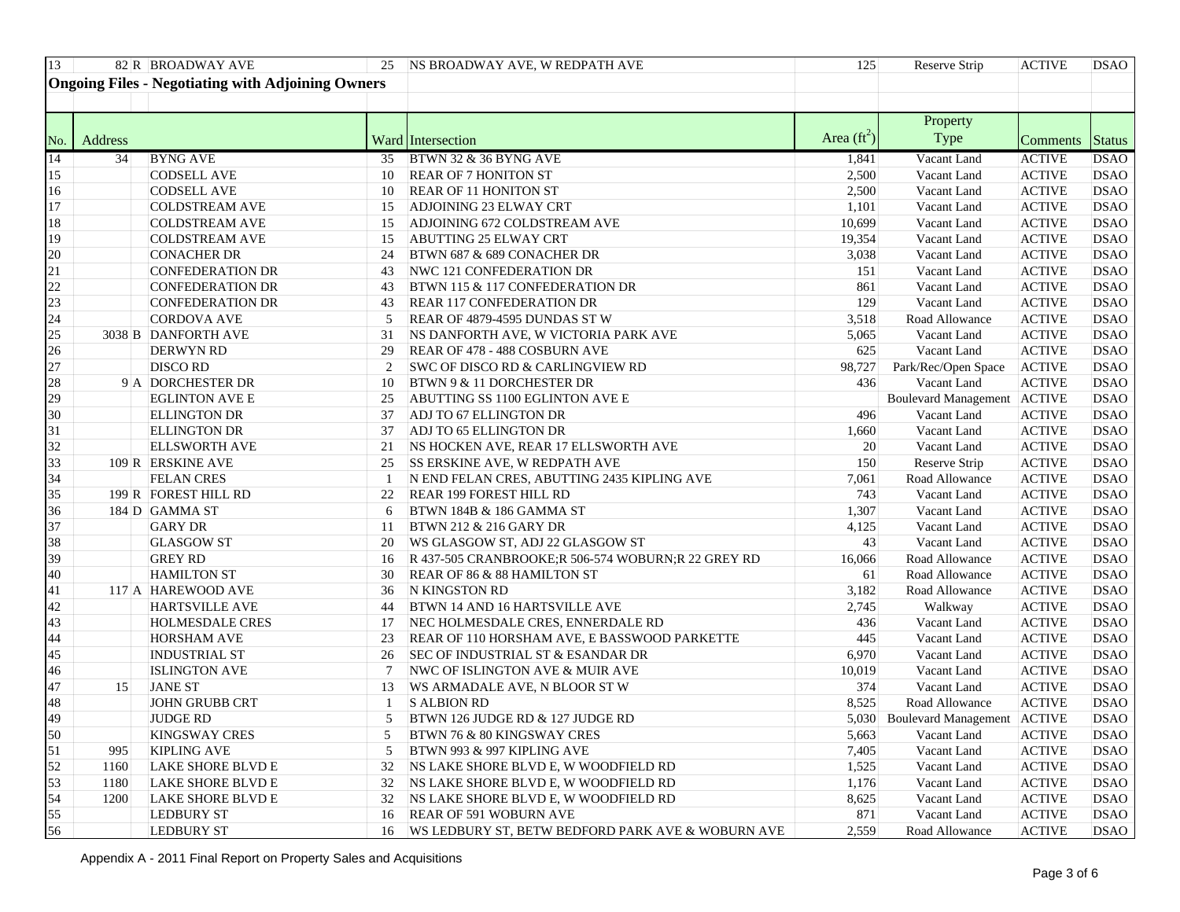| 13 | 82 R | BROADWAY AVE | 25 | NS BROADWAY AVE, W REDPATH AVE | 125 | Reserve Strip | ACTIVE | DSAO |
|---|---|---|---|---|---|---|---|---|

**Ongoing Files - Negotiating with Adjoining Owners**

| No. | Address | | Ward | Intersection | Area ($ft^2$) | Property Type | Comments | Status |
|---|---|---|---|---|---|---|---|---|
| 14 | 34 | BYNG AVE | 35 | BTWN 32 & 36 BYNG AVE | 1,841 | Vacant Land | ACTIVE | DSAO |
| 15 | | CODSELL AVE | 10 | REAR OF 7 HONITON ST | 2,500 | Vacant Land | ACTIVE | DSAO |
| 16 | | CODSELL AVE | 10 | REAR OF 11 HONITON ST | 2,500 | Vacant Land | ACTIVE | DSAO |
| 17 | | COLDSTREAM AVE | 15 | ADJOINING 23 ELWAY CRT | 1,101 | Vacant Land | ACTIVE | DSAO |
| 18 | | COLDSTREAM AVE | 15 | ADJOINING 672 COLDSTREAM AVE | 10,699 | Vacant Land | ACTIVE | DSAO |
| 19 | | COLDSTREAM AVE | 15 | ABUTTING 25 ELWAY CRT | 19,354 | Vacant Land | ACTIVE | DSAO |
| 20 | | CONACHER DR | 24 | BTWN 687 & 689 CONACHER DR | 3,038 | Vacant Land | ACTIVE | DSAO |
| 21 | | CONFEDERATION DR | 43 | NWC 121 CONFEDERATION DR | 151 | Vacant Land | ACTIVE | DSAO |
| 22 | | CONFEDERATION DR | 43 | BTWN 115 & 117 CONFEDERATION DR | 861 | Vacant Land | ACTIVE | DSAO |
| 23 | | CONFEDERATION DR | 43 | REAR 117 CONFEDERATION DR | 129 | Vacant Land | ACTIVE | DSAO |
| 24 | | CORDOVA AVE | 5 | REAR OF 4879-4595 DUNDAS ST W | 3,518 | Road Allowance | ACTIVE | DSAO |
| 25 | 3038 B | DANFORTH AVE | 31 | NS DANFORTH AVE, W VICTORIA PARK AVE | 5,065 | Vacant Land | ACTIVE | DSAO |
| 26 | | DERWYN RD | 29 | REAR OF 478 - 488 COSBURN AVE | 625 | Vacant Land | ACTIVE | DSAO |
| 27 | | DISCO RD | 2 | SWC OF DISCO RD & CARLINGVIEW RD | 98,727 | Park/Rec/Open Space | ACTIVE | DSAO |
| 28 | 9 A | DORCHESTER DR | 10 | BTWN 9 & 11 DORCHESTER DR | 436 | Vacant Land | ACTIVE | DSAO |
| 29 | | EGLINTON AVE E | 25 | ABUTTING SS 1100 EGLINTON AVE E | | Boulevard Management | ACTIVE | DSAO |
| 30 | | ELLINGTON DR | 37 | ADJ TO 67 ELLINGTON DR | 496 | Vacant Land | ACTIVE | DSAO |
| 31 | | ELLINGTON DR | 37 | ADJ TO 65 ELLINGTON DR | 1,660 | Vacant Land | ACTIVE | DSAO |
| 32 | | ELLSWORTH AVE | 21 | NS HOCKEN AVE, REAR 17 ELLSWORTH AVE | 20 | Vacant Land | ACTIVE | DSAO |
| 33 | 109 R | ERSKINE AVE | 25 | SS ERSKINE AVE, W REDPATH AVE | 150 | Reserve Strip | ACTIVE | DSAO |
| 34 | | FELAN CRES | 1 | N END FELAN CRES, ABUTTING 2435 KIPLING AVE | 7,061 | Road Allowance | ACTIVE | DSAO |
| 35 | 199 R | FOREST HILL RD | 22 | REAR 199 FOREST HILL RD | 743 | Vacant Land | ACTIVE | DSAO |
| 36 | 184 D | GAMMA ST | 6 | BTWN 184B & 186 GAMMA ST | 1,307 | Vacant Land | ACTIVE | DSAO |
| 37 | | GARY DR | 11 | BTWN 212 & 216 GARY DR | 4,125 | Vacant Land | ACTIVE | DSAO |
| 38 | | GLASGOW ST | 20 | WS GLASGOW ST, ADJ 22 GLASGOW ST | 43 | Vacant Land | ACTIVE | DSAO |
| 39 | | GREY RD | 16 | R 437-505 CRANBROOKE;R 506-574 WOBURN;R 22 GREY RD | 16,066 | Road Allowance | ACTIVE | DSAO |
| 40 | | HAMILTON ST | 30 | REAR OF 86 & 88 HAMILTON ST | 61 | Road Allowance | ACTIVE | DSAO |
| 41 | 117 A | HAREWOOD AVE | 36 | N KINGSTON RD | 3,182 | Road Allowance | ACTIVE | DSAO |
| 42 | | HARTSVILLE AVE | 44 | BTWN 14 AND 16 HARTSVILLE AVE | 2,745 | Walkway | ACTIVE | DSAO |
| 43 | | HOLMESDALE CRES | 17 | NEC HOLMESDALE CRES, ENNERDALE RD | 436 | Vacant Land | ACTIVE | DSAO |
| 44 | | HORSHAM AVE | 23 | REAR OF 110 HORSHAM AVE, E BASSWOOD PARKETTE | 445 | Vacant Land | ACTIVE | DSAO |
| 45 | | INDUSTRIAL ST | 26 | SEC OF INDUSTRIAL ST & ESANDAR DR | 6,970 | Vacant Land | ACTIVE | DSAO |
| 46 | | ISLINGTON AVE | 7 | NWC OF ISLINGTON AVE & MUIR AVE | 10,019 | Vacant Land | ACTIVE | DSAO |
| 47 | 15 | JANE ST | 13 | WS ARMADALE AVE, N BLOOR ST W | 374 | Vacant Land | ACTIVE | DSAO |
| 48 | | JOHN GRUBB CRT | 1 | S ALBION RD | 8,525 | Road Allowance | ACTIVE | DSAO |
| 49 | | JUDGE RD | 5 | BTWN 126 JUDGE RD & 127 JUDGE RD | 5,030 | Boulevard Management | ACTIVE | DSAO |
| 50 | | KINGSWAY CRES | 5 | BTWN 76 & 80 KINGSWAY CRES | 5,663 | Vacant Land | ACTIVE | DSAO |
| 51 | 995 | KIPLING AVE | 5 | BTWN 993 & 997 KIPLING AVE | 7,405 | Vacant Land | ACTIVE | DSAO |
| 52 | 1160 | LAKE SHORE BLVD E | 32 | NS LAKE SHORE BLVD E, W WOODFIELD RD | 1,525 | Vacant Land | ACTIVE | DSAO |
| 53 | 1180 | LAKE SHORE BLVD E | 32 | NS LAKE SHORE BLVD E, W WOODFIELD RD | 1,176 | Vacant Land | ACTIVE | DSAO |
| 54 | 1200 | LAKE SHORE BLVD E | 32 | NS LAKE SHORE BLVD E, W WOODFIELD RD | 8,625 | Vacant Land | ACTIVE | DSAO |
| 55 | | LEDBURY ST | 16 | REAR OF 591 WOBURN AVE | 871 | Vacant Land | ACTIVE | DSAO |
| 56 | | LEDBURY ST | 16 | WS LEDBURY ST, BETW BEDFORD PARK AVE & WOBURN AVE | 2,559 | Road Allowance | ACTIVE | DSAO |

Appendix A - 2011 Final Report on Property Sales and Acquisitions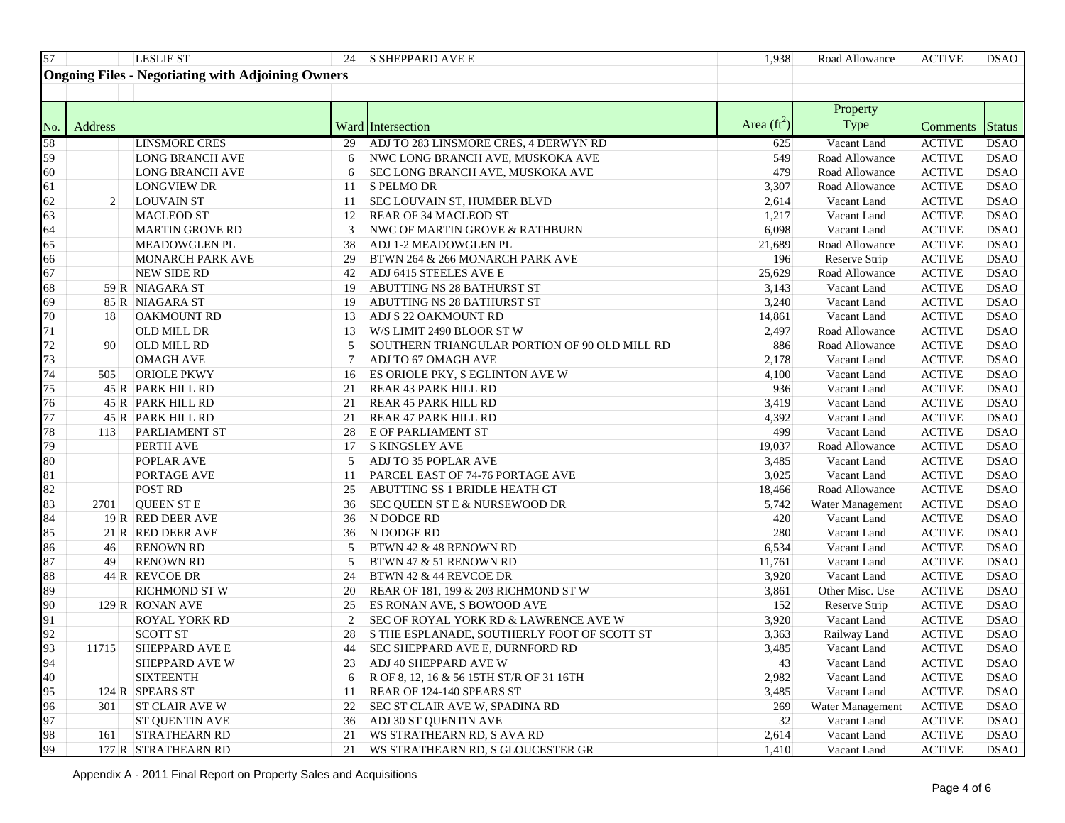| 57 | | | LESLIE ST | 24 | S SHEPPARD AVE E | 1,938 | Road Allowance | ACTIVE | DSAO |
|---|---|---|---|---|---|---|---|---|---|

**Ongoing Files - Negotiating with Adjoining Owners**

| No. | Address | | | Ward | Intersection | Area ($ft^2$) | Property Type | Comments | Status |
|---|---|---|---|---|---|---|---|---|---|
| 58 | | | LINSMORE CRES | 29 | ADJ TO 283 LINSMORE CRES, 4 DERWYN RD | 625 | Vacant Land | ACTIVE | DSAO |
| 59 | | | LONG BRANCH AVE | 6 | NWC LONG BRANCH AVE, MUSKOKA AVE | 549 | Road Allowance | ACTIVE | DSAO |
| 60 | | | LONG BRANCH AVE | 6 | SEC LONG BRANCH AVE, MUSKOKA AVE | 479 | Road Allowance | ACTIVE | DSAO |
| 61 | | | LONGVIEW DR | 11 | S PELMO DR | 3,307 | Road Allowance | ACTIVE | DSAO |
| 62 | 2 | | LOUVAIN ST | 11 | SEC LOUVAIN ST, HUMBER BLVD | 2,614 | Vacant Land | ACTIVE | DSAO |
| 63 | | | MACLEOD ST | 12 | REAR OF 34 MACLEOD ST | 1,217 | Vacant Land | ACTIVE | DSAO |
| 64 | | | MARTIN GROVE RD | 3 | NWC OF MARTIN GROVE & RATHBURN | 6,098 | Vacant Land | ACTIVE | DSAO |
| 65 | | | MEADOWGLEN PL | 38 | ADJ 1-2 MEADOWGLEN PL | 21,689 | Road Allowance | ACTIVE | DSAO |
| 66 | | | MONARCH PARK AVE | 29 | BTWN 264 & 266 MONARCH PARK AVE | 196 | Reserve Strip | ACTIVE | DSAO |
| 67 | | | NEW SIDE RD | 42 | ADJ 6415 STEELES AVE E | 25,629 | Road Allowance | ACTIVE | DSAO |
| 68 | 59 | R | NIAGARA ST | 19 | ABUTTING NS 28 BATHURST ST | 3,143 | Vacant Land | ACTIVE | DSAO |
| 69 | 85 | R | NIAGARA ST | 19 | ABUTTING NS 28 BATHURST ST | 3,240 | Vacant Land | ACTIVE | DSAO |
| 70 | 18 | | OAKMOUNT RD | 13 | ADJ S 22 OAKMOUNT RD | 14,861 | Vacant Land | ACTIVE | DSAO |
| 71 | | | OLD MILL DR | 13 | W/S LIMIT 2490 BLOOR ST W | 2,497 | Road Allowance | ACTIVE | DSAO |
| 72 | 90 | | OLD MILL RD | 5 | SOUTHERN TRIANGULAR PORTION OF 90 OLD MILL RD | 886 | Road Allowance | ACTIVE | DSAO |
| 73 | | | OMAGH AVE | 7 | ADJ TO 67 OMAGH AVE | 2,178 | Vacant Land | ACTIVE | DSAO |
| 74 | 505 | | ORIOLE PKWY | 16 | ES ORIOLE PKY, S EGLINTON AVE W | 4,100 | Vacant Land | ACTIVE | DSAO |
| 75 | 45 | R | PARK HILL RD | 21 | REAR 43 PARK HILL RD | 936 | Vacant Land | ACTIVE | DSAO |
| 76 | 45 | R | PARK HILL RD | 21 | REAR 45 PARK HILL RD | 3,419 | Vacant Land | ACTIVE | DSAO |
| 77 | 45 | R | PARK HILL RD | 21 | REAR 47 PARK HILL RD | 4,392 | Vacant Land | ACTIVE | DSAO |
| 78 | 113 | | PARLIAMENT ST | 28 | E OF PARLIAMENT ST | 499 | Vacant Land | ACTIVE | DSAO |
| 79 | | | PERTH AVE | 17 | S KINGSLEY AVE | 19,037 | Road Allowance | ACTIVE | DSAO |
| 80 | | | POPLAR AVE | 5 | ADJ TO 35 POPLAR AVE | 3,485 | Vacant Land | ACTIVE | DSAO |
| 81 | | | PORTAGE AVE | 11 | PARCEL EAST OF 74-76 PORTAGE AVE | 3,025 | Vacant Land | ACTIVE | DSAO |
| 82 | | | POST RD | 25 | ABUTTING SS 1 BRIDLE HEATH GT | 18,466 | Road Allowance | ACTIVE | DSAO |
| 83 | 2701 | | QUEEN ST E | 36 | SEC QUEEN ST E & NURSEWOOD DR | 5,742 | Water Management | ACTIVE | DSAO |
| 84 | 19 | R | RED DEER AVE | 36 | N DODGE RD | 420 | Vacant Land | ACTIVE | DSAO |
| 85 | 21 | R | RED DEER AVE | 36 | N DODGE RD | 280 | Vacant Land | ACTIVE | DSAO |
| 86 | 46 | | RENOWN RD | 5 | BTWN 42 & 48 RENOWN RD | 6,534 | Vacant Land | ACTIVE | DSAO |
| 87 | 49 | | RENOWN RD | 5 | BTWN 47 & 51 RENOWN RD | 11,761 | Vacant Land | ACTIVE | DSAO |
| 88 | 44 | R | REVCOE DR | 24 | BTWN 42 & 44 REVCOE DR | 3,920 | Vacant Land | ACTIVE | DSAO |
| 89 | | | RICHMOND ST W | 20 | REAR OF 181, 199 & 203 RICHMOND ST W | 3,861 | Other Misc. Use | ACTIVE | DSAO |
| 90 | 129 | R | RONAN AVE | 25 | ES RONAN AVE, S BOWOOD AVE | 152 | Reserve Strip | ACTIVE | DSAO |
| 91 | | | ROYAL YORK RD | 2 | SEC OF ROYAL YORK RD & LAWRENCE AVE W | 3,920 | Vacant Land | ACTIVE | DSAO |
| 92 | | | SCOTT ST | 28 | S THE ESPLANADE, SOUTHERLY FOOT OF SCOTT ST | 3,363 | Railway Land | ACTIVE | DSAO |
| 93 | 11715 | | SHEPPARD AVE E | 44 | SEC SHEPPARD AVE E, DURNFORD RD | 3,485 | Vacant Land | ACTIVE | DSAO |
| 94 | | | SHEPPARD AVE W | 23 | ADJ 40 SHEPPARD AVE W | 43 | Vacant Land | ACTIVE | DSAO |
| 40 | | | SIXTEENTH | 6 | R OF 8, 12, 16 & 56 15TH ST/R OF 31 16TH | 2,982 | Vacant Land | ACTIVE | DSAO |
| 95 | 124 | R | SPEARS ST | 11 | REAR OF 124-140 SPEARS ST | 3,485 | Vacant Land | ACTIVE | DSAO |
| 96 | 301 | | ST CLAIR AVE W | 22 | SEC ST CLAIR AVE W, SPADINA RD | 269 | Water Management | ACTIVE | DSAO |
| 97 | | | ST QUENTIN AVE | 36 | ADJ 30 ST QUENTIN AVE | 32 | Vacant Land | ACTIVE | DSAO |
| 98 | 161 | | STRATHEARN RD | 21 | WS STRATHEARN RD, S AVA RD | 2,614 | Vacant Land | ACTIVE | DSAO |
| 99 | 177 | R | STRATHEARN RD | 21 | WS STRATHEARN RD, S GLOUCESTER GR | 1,410 | Vacant Land | ACTIVE | DSAO |

Appendix A - 2011 Final Report on Property Sales and Acquisitions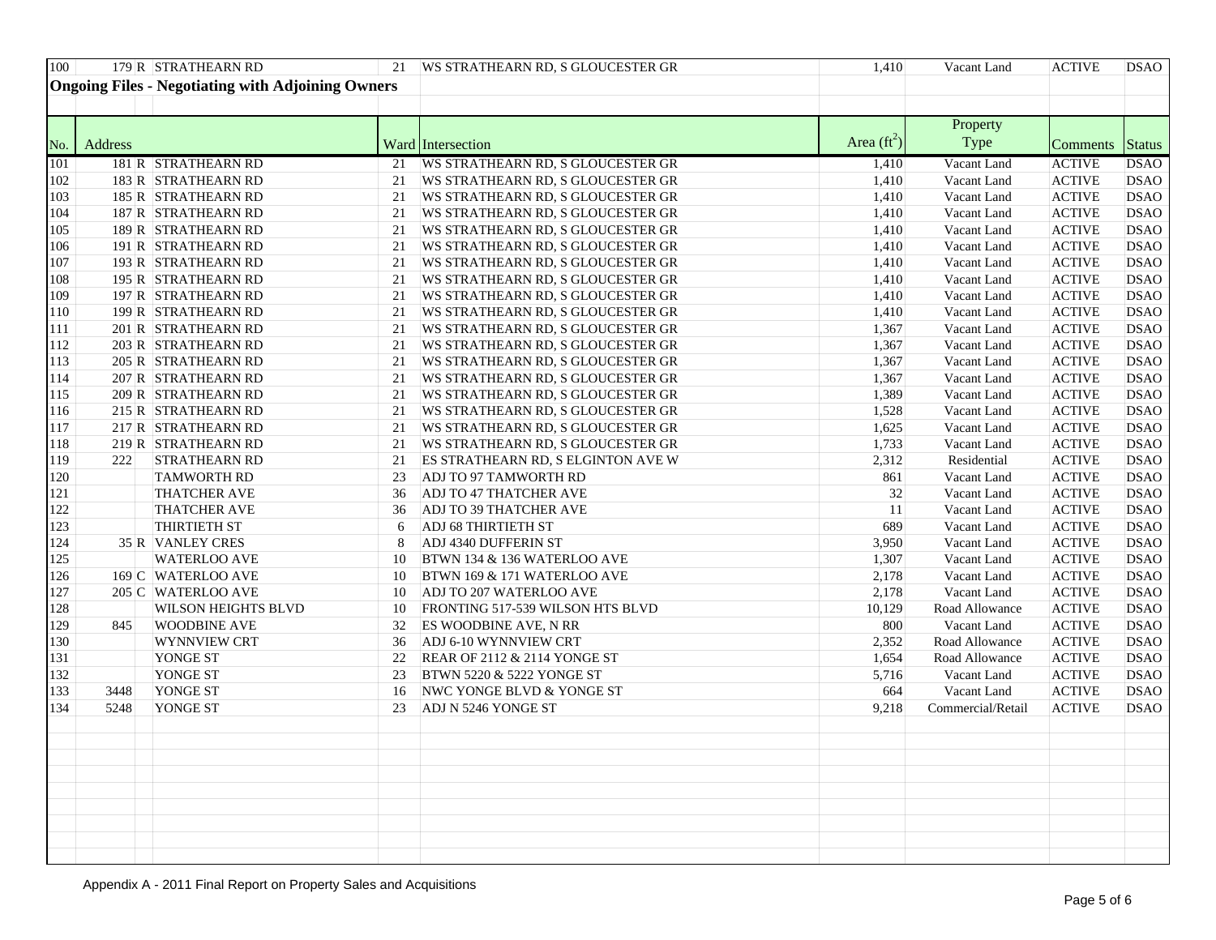| 100 | 179 R | STRATHEARN RD | 21 | WS STRATHEARN RD, S GLOUCESTER GR | 1,410 | Vacant Land | ACTIVE | DSAO |
|---|---|---|---|---|---|---|---|---|

## Ongoing Files - Negotiating with Adjoining Owners

| No. | Address | | Ward | Intersection | Area ($ft^2$) | Property Type | Comments | Status |
|---|---|---|---|---|---|---|---|---|
| 101 | 181 R | STRATHEARN RD | 21 | WS STRATHEARN RD, S GLOUCESTER GR | 1,410 | Vacant Land | ACTIVE | DSAO |
| 102 | 183 R | STRATHEARN RD | 21 | WS STRATHEARN RD, S GLOUCESTER GR | 1,410 | Vacant Land | ACTIVE | DSAO |
| 103 | 185 R | STRATHEARN RD | 21 | WS STRATHEARN RD, S GLOUCESTER GR | 1,410 | Vacant Land | ACTIVE | DSAO |
| 104 | 187 R | STRATHEARN RD | 21 | WS STRATHEARN RD, S GLOUCESTER GR | 1,410 | Vacant Land | ACTIVE | DSAO |
| 105 | 189 R | STRATHEARN RD | 21 | WS STRATHEARN RD, S GLOUCESTER GR | 1,410 | Vacant Land | ACTIVE | DSAO |
| 106 | 191 R | STRATHEARN RD | 21 | WS STRATHEARN RD, S GLOUCESTER GR | 1,410 | Vacant Land | ACTIVE | DSAO |
| 107 | 193 R | STRATHEARN RD | 21 | WS STRATHEARN RD, S GLOUCESTER GR | 1,410 | Vacant Land | ACTIVE | DSAO |
| 108 | 195 R | STRATHEARN RD | 21 | WS STRATHEARN RD, S GLOUCESTER GR | 1,410 | Vacant Land | ACTIVE | DSAO |
| 109 | 197 R | STRATHEARN RD | 21 | WS STRATHEARN RD, S GLOUCESTER GR | 1,410 | Vacant Land | ACTIVE | DSAO |
| 110 | 199 R | STRATHEARN RD | 21 | WS STRATHEARN RD, S GLOUCESTER GR | 1,410 | Vacant Land | ACTIVE | DSAO |
| 111 | 201 R | STRATHEARN RD | 21 | WS STRATHEARN RD, S GLOUCESTER GR | 1,367 | Vacant Land | ACTIVE | DSAO |
| 112 | 203 R | STRATHEARN RD | 21 | WS STRATHEARN RD, S GLOUCESTER GR | 1,367 | Vacant Land | ACTIVE | DSAO |
| 113 | 205 R | STRATHEARN RD | 21 | WS STRATHEARN RD, S GLOUCESTER GR | 1,367 | Vacant Land | ACTIVE | DSAO |
| 114 | 207 R | STRATHEARN RD | 21 | WS STRATHEARN RD, S GLOUCESTER GR | 1,367 | Vacant Land | ACTIVE | DSAO |
| 115 | 209 R | STRATHEARN RD | 21 | WS STRATHEARN RD, S GLOUCESTER GR | 1,389 | Vacant Land | ACTIVE | DSAO |
| 116 | 215 R | STRATHEARN RD | 21 | WS STRATHEARN RD, S GLOUCESTER GR | 1,528 | Vacant Land | ACTIVE | DSAO |
| 117 | 217 R | STRATHEARN RD | 21 | WS STRATHEARN RD, S GLOUCESTER GR | 1,625 | Vacant Land | ACTIVE | DSAO |
| 118 | 219 R | STRATHEARN RD | 21 | WS STRATHEARN RD, S GLOUCESTER GR | 1,733 | Vacant Land | ACTIVE | DSAO |
| 119 | 222 | STRATHEARN RD | 21 | ES STRATHEARN RD, S ELGINTON AVE W | 2,312 | Residential | ACTIVE | DSAO |
| 120 | | TAMWORTH RD | 23 | ADJ TO 97 TAMWORTH RD | 861 | Vacant Land | ACTIVE | DSAO |
| 121 | | THATCHER AVE | 36 | ADJ TO 47 THATCHER AVE | 32 | Vacant Land | ACTIVE | DSAO |
| 122 | | THATCHER AVE | 36 | ADJ TO 39 THATCHER AVE | 11 | Vacant Land | ACTIVE | DSAO |
| 123 | | THIRTIETH ST | 6 | ADJ 68 THIRTIETH ST | 689 | Vacant Land | ACTIVE | DSAO |
| 124 | 35 R | VANLEY CRES | 8 | ADJ 4340 DUFFERIN ST | 3,950 | Vacant Land | ACTIVE | DSAO |
| 125 | | WATERLOO AVE | 10 | BTWN 134 & 136 WATERLOO AVE | 1,307 | Vacant Land | ACTIVE | DSAO |
| 126 | 169 C | WATERLOO AVE | 10 | BTWN 169 & 171 WATERLOO AVE | 2,178 | Vacant Land | ACTIVE | DSAO |
| 127 | 205 C | WATERLOO AVE | 10 | ADJ TO 207 WATERLOO AVE | 2,178 | Vacant Land | ACTIVE | DSAO |
| 128 | | WILSON HEIGHTS BLVD | 10 | FRONTING 517-539 WILSON HTS BLVD | 10,129 | Road Allowance | ACTIVE | DSAO |
| 129 | 845 | WOODBINE AVE | 32 | ES WOODBINE AVE, N RR | 800 | Vacant Land | ACTIVE | DSAO |
| 130 | | WYNNVIEW CRT | 36 | ADJ 6-10 WYNNVIEW CRT | 2,352 | Road Allowance | ACTIVE | DSAO |
| 131 | | YONGE ST | 22 | REAR OF 2112 & 2114 YONGE ST | 1,654 | Road Allowance | ACTIVE | DSAO |
| 132 | | YONGE ST | 23 | BTWN 5220 & 5222 YONGE ST | 5,716 | Vacant Land | ACTIVE | DSAO |
| 133 | 3448 | YONGE ST | 16 | NWC YONGE BLVD & YONGE ST | 664 | Vacant Land | ACTIVE | DSAO |
| 134 | 5248 | YONGE ST | 23 | ADJ N 5246 YONGE ST | 9,218 | Commercial/Retail | ACTIVE | DSAO |

Appendix A - 2011 Final Report on Property Sales and Acquisitions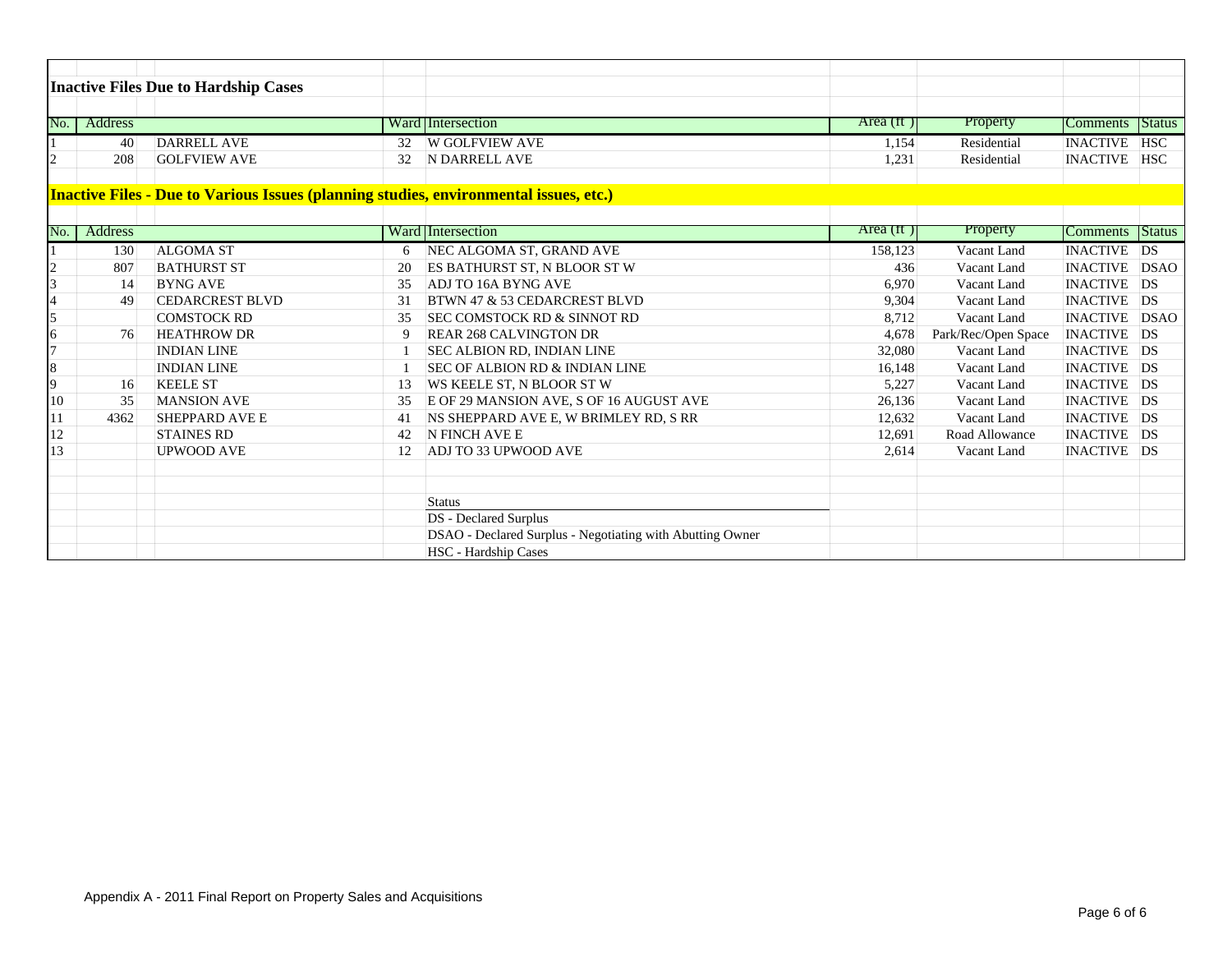**Inactive Files Due to Hardship Cases**

| No. | Address | | Ward | Intersection | Area (ft²) | Property | Comments | Status |
|---|---|---|---|---|---|---|---|---|
| 1 | 40 | DARRELL AVE | 32 | W GOLFVIEW AVE | 1,154 | Residential | INACTIVE | HSC |
| 2 | 208 | GOLFVIEW AVE | 32 | N DARRELL AVE | 1,231 | Residential | INACTIVE | HSC |

**Inactive Files - Due to Various Issues (planning studies, environmental issues, etc.)**

| No. | Address | | Ward | Intersection | Area (ft²) | Property | Comments | Status |
|---|---|---|---|---|---|---|---|---|
| 1 | 130 | ALGOMA ST | 6 | NEC ALGOMA ST, GRAND AVE | 158,123 | Vacant Land | INACTIVE | DS |
| 2 | 807 | BATHURST ST | 20 | ES BATHURST ST, N BLOOR ST W | 436 | Vacant Land | INACTIVE | DSAO |
| 3 | 14 | BYNG AVE | 35 | ADJ TO 16A BYNG AVE | 6,970 | Vacant Land | INACTIVE | DS |
| 4 | 49 | CEDARCREST BLVD | 31 | BTWN 47 & 53 CEDARCREST BLVD | 9,304 | Vacant Land | INACTIVE | DS |
| 5 | | COMSTOCK RD | 35 | SEC COMSTOCK RD & SINNOT RD | 8,712 | Vacant Land | INACTIVE | DSAO |
| 6 | 76 | HEATHROW DR | 9 | REAR 268 CALVINGTON DR | 4,678 | Park/Rec/Open Space | INACTIVE | DS |
| 7 | | INDIAN LINE | 1 | SEC ALBION RD, INDIAN LINE | 32,080 | Vacant Land | INACTIVE | DS |
| 8 | | INDIAN LINE | 1 | SEC OF ALBION RD & INDIAN LINE | 16,148 | Vacant Land | INACTIVE | DS |
| 9 | 16 | KEELE ST | 13 | WS KEELE ST, N BLOOR ST W | 5,227 | Vacant Land | INACTIVE | DS |
| 10 | 35 | MANSION AVE | 35 | E OF 29 MANSION AVE, S OF 16 AUGUST AVE | 26,136 | Vacant Land | INACTIVE | DS |
| 11 | 4362 | SHEPPARD AVE E | 41 | NS SHEPPARD AVE E, W BRIMLEY RD, S RR | 12,632 | Vacant Land | INACTIVE | DS |
| 12 | | STAINES RD | 42 | N FINCH AVE E | 12,691 | Road Allowance | INACTIVE | DS |
| 13 | | UPWOOD AVE | 12 | ADJ TO 33 UPWOOD AVE | 2,614 | Vacant Land | INACTIVE | DS |

Status

DS - Declared Surplus

DSAO - Declared Surplus - Negotiating with Abutting Owner

HSC - Hardship Cases

Appendix A - 2011 Final Report on Property Sales and Acquisitions